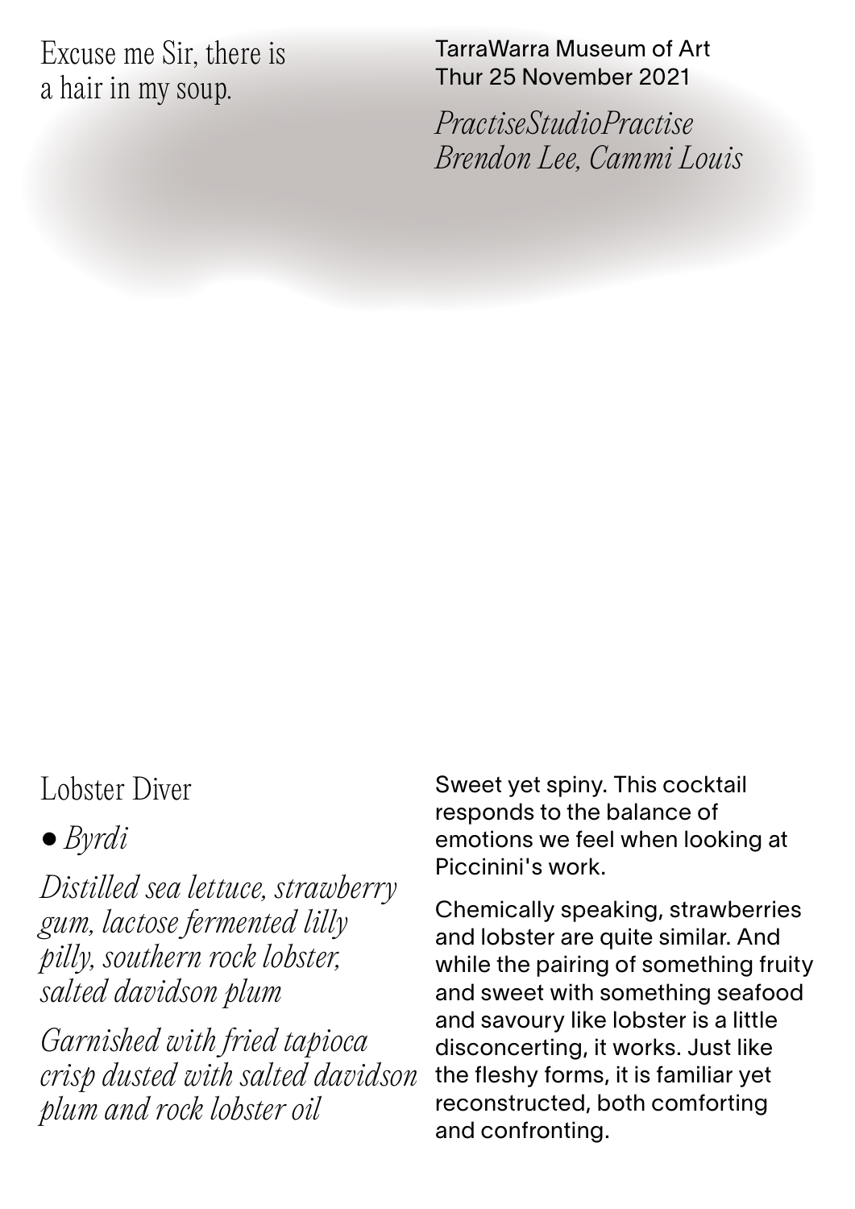Excuse me Sir, there is a hair in my soup.

TarraWarra Museum of Art
Thur 25 November 2021

*PractiseStudioPractise*
*Brendon Lee, Cammi Louis*

## Lobster Diver

● *Byrdi*

*Distilled sea lettuce, strawberry gum, lactose fermented lilly pilly, southern rock lobster, salted davidson plum*

*Garnished with fried tapioca crisp dusted with salted davidson plum and rock lobster oil*

Sweet yet spiny. This cocktail responds to the balance of emotions we feel when looking at Piccinini's work.

Chemically speaking, strawberries and lobster are quite similar. And while the pairing of something fruity and sweet with something seafood and savoury like lobster is a little disconcerting, it works. Just like the fleshy forms, it is familiar yet reconstructed, both comforting and confronting.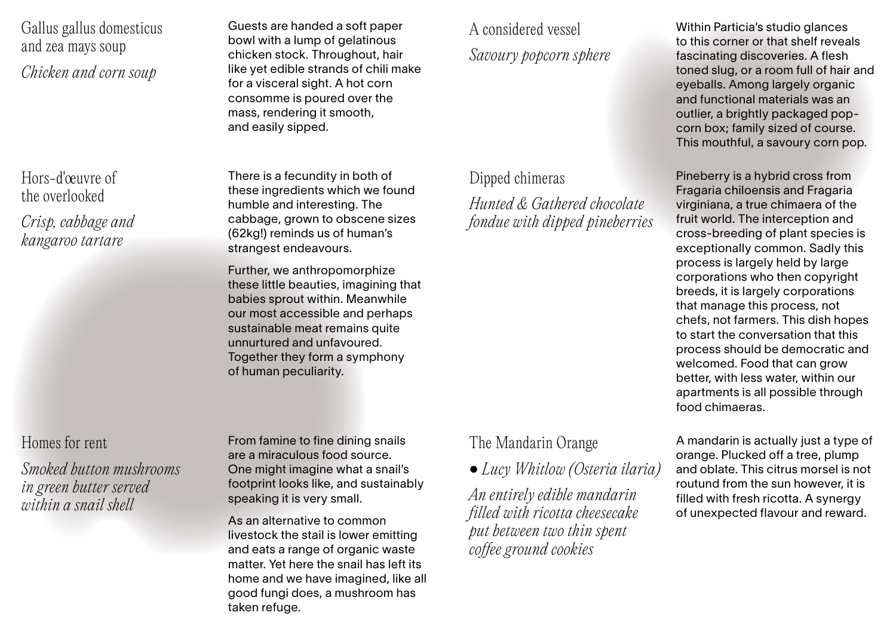## Gallus gallus domesticus and zea mays soup

*Chicken and corn soup*

Guests are handed a soft paper bowl with a lump of gelatinous chicken stock. Throughout, hair like yet edible strands of chili make for a visceral sight. A hot corn consomme is poured over the mass, rendering it smooth, and easily sipped.

## Hors-d'œuvre of the overlooked

*Crisp, cabbage and kangaroo tartare*

There is a fecundity in both of these ingredients which we found humble and interesting. The cabbage, grown to obscene sizes (62kg!) reminds us of human's strangest endeavours.

Further, we anthropomorphize these little beauties, imagining that babies sprout within. Meanwhile our most accessible and perhaps sustainable meat remains quite unnurtured and unfavoured. Together they form a symphony of human peculiarity.

## Homes for rent

*Smoked button mushrooms in green butter served within a snail shell*

From famine to fine dining snails are a miraculous food source. One might imagine what a snail's footprint looks like, and sustainably speaking it is very small.

As an alternative to common livestock the stail is lower emitting and eats a range of organic waste matter. Yet here the snail has left its home and we have imagined, like all good fungi does, a mushroom has taken refuge.

## A considered vessel

*Savoury popcorn sphere*

Within Particia's studio glances to this corner or that shelf reveals fascinating discoveries. A flesh toned slug, or a room full of hair and eyeballs. Among largely organic and functional materials was an outlier, a brightly packaged pop-corn box; family sized of course. This mouthful, a savoury corn pop.

## Dipped chimeras

*Hunted & Gathered chocolate fondue with dipped pineberries*

Pineberry is a hybrid cross from Fragaria chiloensis and Fragaria virginiana, a true chimaera of the fruit world. The interception and cross-breeding of plant species is exceptionally common. Sadly this process is largely held by large corporations who then copyright breeds, it is largely corporations that manage this process, not chefs, not farmers. This dish hopes to start the conversation that this process should be democratic and welcomed. Food that can grow better, with less water, within our apartments is all possible through food chimaeras.

## The Mandarin Orange

● *Lucy Whitlow (Osteria ilaria)*

*An entirely edible mandarin filled with ricotta cheesecake put between two thin spent coffee ground cookies*

A mandarin is actually just a type of orange. Plucked off a tree, plump and oblate. This citrus morsel is not routund from the sun however, it is filled with fresh ricotta. A synergy of unexpected flavour and reward.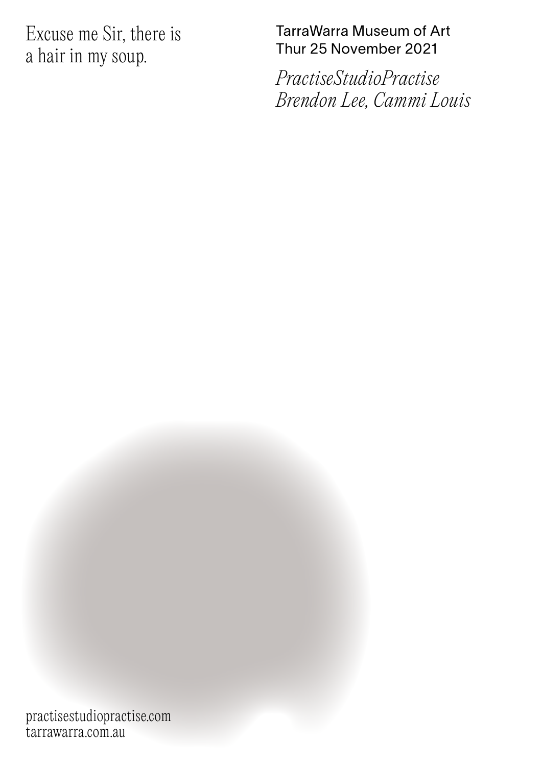Excuse me Sir, there is a hair in my soup.

TarraWarra Museum of Art
Thur 25 November 2021

*PractiseStudioPractise*
*Brendon Lee, Cammi Louis*

practisestudiopractise.com
tarrawarra.com.au